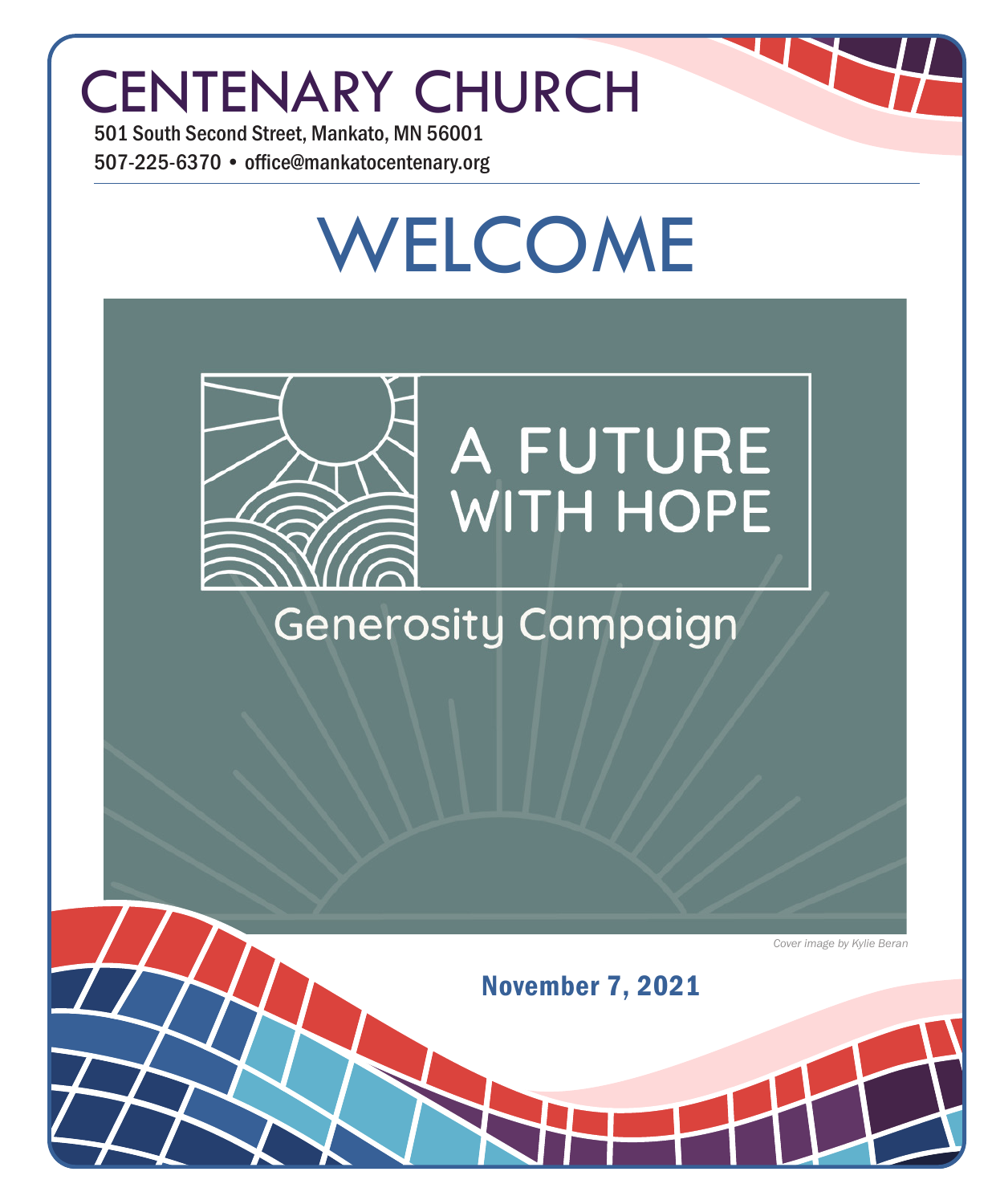# CENTENARY CHURCH

501 South Second Street, Mankato, MN 56001

507-225-6370 • office@mankatocentenary.org

# WELCOME

A FUTURE WITH HOPE

Generosity Campaign

*Cover image by Kylie Beran*

**November 7, 2021**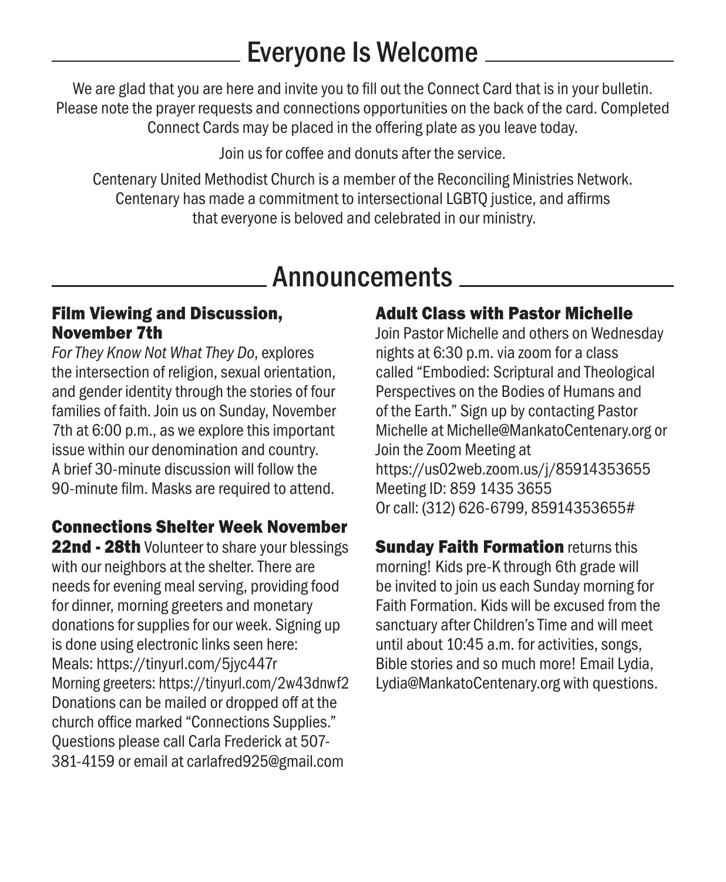## Everyone Is Welcome

We are glad that you are here and invite you to fill out the Connect Card that is in your bulletin. Please note the prayer requests and connections opportunities on the back of the card. Completed Connect Cards may be placed in the offering plate as you leave today.

Join us for coffee and donuts after the service.

Centenary United Methodist Church is a member of the Reconciling Ministries Network. Centenary has made a commitment to intersectional LGBTQ justice, and affirms that everyone is beloved and celebrated in our ministry.

## Announcements

### Film Viewing and Discussion, November 7th

*For They Know Not What They Do*, explores the intersection of religion, sexual orientation, and gender identity through the stories of four families of faith. Join us on Sunday, November 7th at 6:00 p.m., as we explore this important issue within our denomination and country. A brief 30-minute discussion will follow the 90-minute film. Masks are required to attend.

**Connections Shelter Week November 22nd - 28th** Volunteer to share your blessings with our neighbors at the shelter. There are needs for evening meal serving, providing food for dinner, morning greeters and monetary donations for supplies for our week. Signing up is done using electronic links seen here:
Meals: https://tinyurl.com/5jyc447r
Morning greeters: https://tinyurl.com/2w43dnwf2
Donations can be mailed or dropped off at the church office marked "Connections Supplies." Questions please call Carla Frederick at 507-381-4159 or email at carlafred925@gmail.com

### Adult Class with Pastor Michelle

Join Pastor Michelle and others on Wednesday nights at 6:30 p.m. via zoom for a class called "Embodied: Scriptural and Theological Perspectives on the Bodies of Humans and of the Earth." Sign up by contacting Pastor Michelle at Michelle@MankatoCentenary.org or Join the Zoom Meeting at
https://us02web.zoom.us/j/85914353655
Meeting ID: 859 1435 3655
Or call: (312) 626-6799, 85914353655#

**Sunday Faith Formation** returns this morning! Kids pre-K through 6th grade will be invited to join us each Sunday morning for Faith Formation. Kids will be excused from the sanctuary after Children's Time and will meet until about 10:45 a.m. for activities, songs, Bible stories and so much more! Email Lydia, Lydia@MankatoCentenary.org with questions.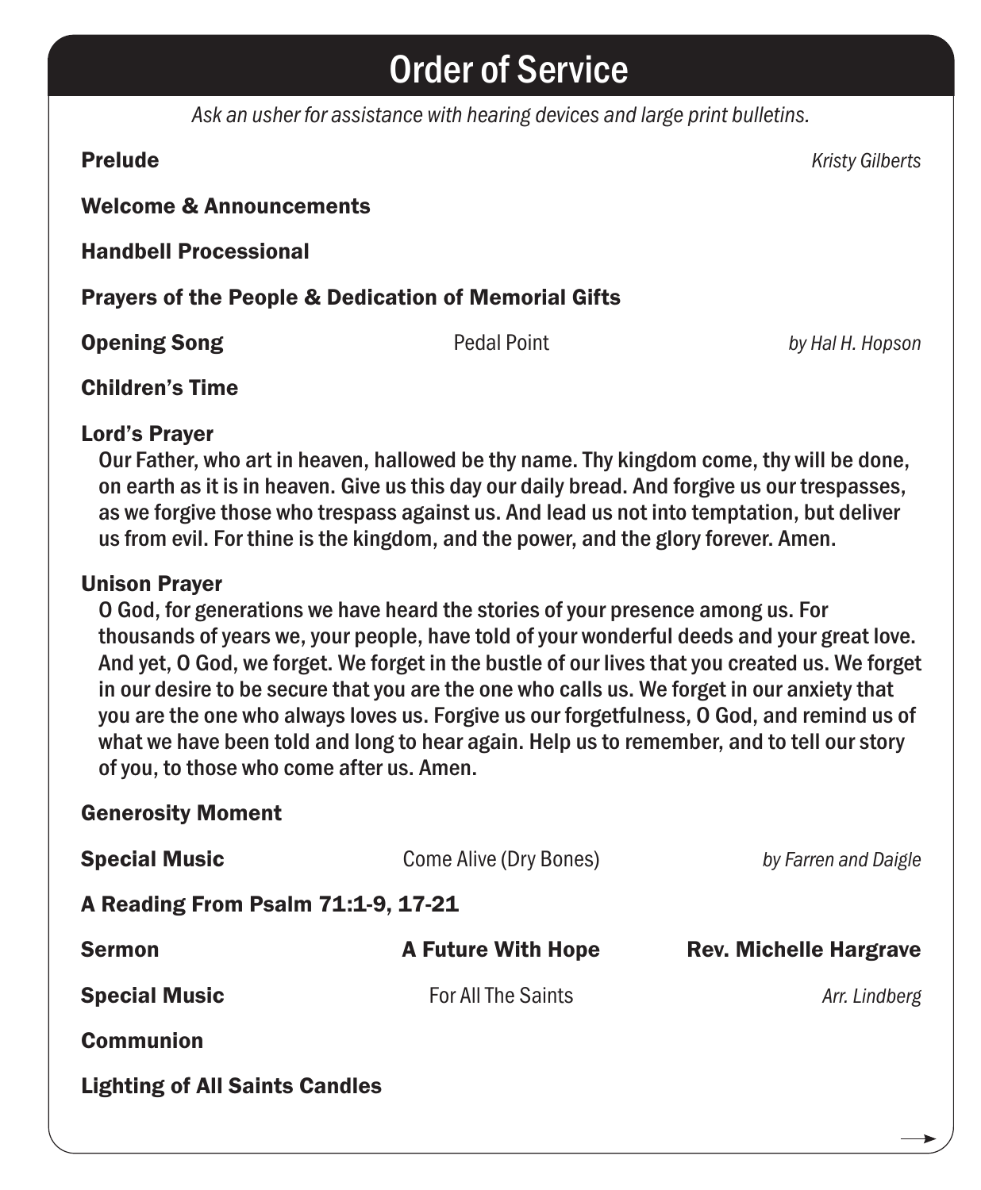# Order of Service

*Ask an usher for assistance with hearing devices and large print bulletins.*

**Prelude** *Kristy Gilberts*

**Welcome & Announcements**

**Handbell Processional**

**Prayers of the People & Dedication of Memorial Gifts**

**Opening Song** Pedal Point *by Hal H. Hopson*

**Children's Time**

**Lord's Prayer**

Our Father, who art in heaven, hallowed be thy name. Thy kingdom come, thy will be done, on earth as it is in heaven. Give us this day our daily bread. And forgive us our trespasses, as we forgive those who trespass against us. And lead us not into temptation, but deliver us from evil. For thine is the kingdom, and the power, and the glory forever. Amen.

**Unison Prayer**

O God, for generations we have heard the stories of your presence among us. For thousands of years we, your people, have told of your wonderful deeds and your great love. And yet, O God, we forget. We forget in the bustle of our lives that you created us. We forget in our desire to be secure that you are the one who calls us. We forget in our anxiety that you are the one who always loves us. Forgive us our forgetfulness, O God, and remind us of what we have been told and long to hear again. Help us to remember, and to tell our story of you, to those who come after us. Amen.

**Generosity Moment**

**Special Music** Come Alive (Dry Bones) *by Farren and Daigle*

**A Reading From Psalm 71:1-9, 17-21**

**Sermon** **A Future With Hope** **Rev. Michelle Hargrave**

**Special Music** For All The Saints *Arr. Lindberg*

**Communion**

**Lighting of All Saints Candles**

→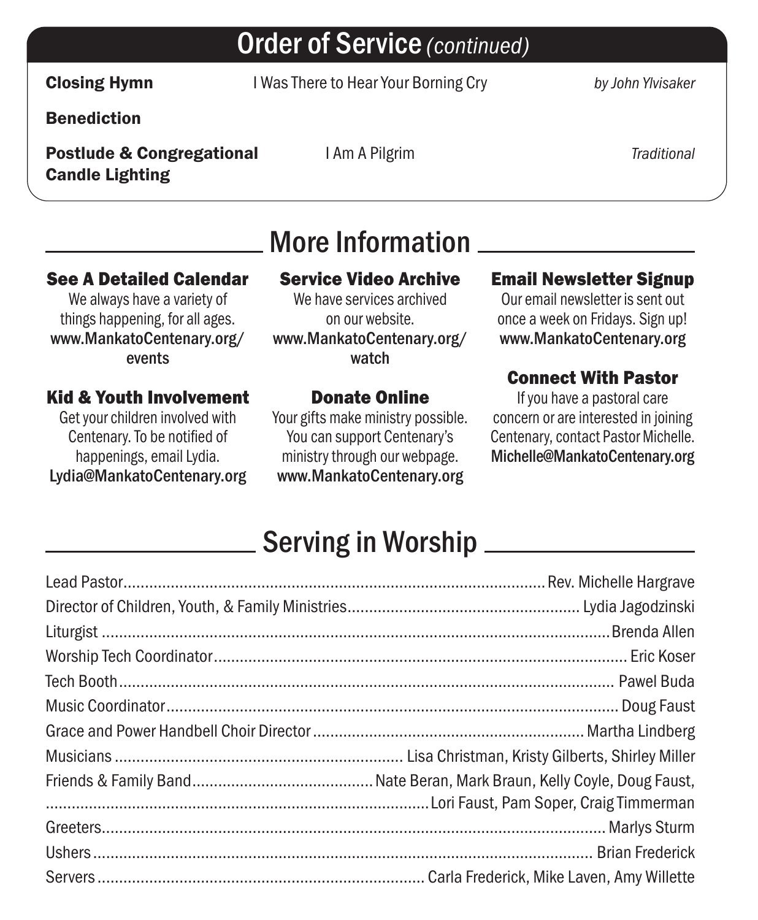## Order of Service *(continued)*

| | | |
|---|---|---|
| **Closing Hymn** | I Was There to Hear Your Borning Cry | *by John Ylvisaker* |
| **Benediction** | | |
| **Postlude & Congregational Candle Lighting** | I Am A Pilgrim | *Traditional* |

## More Information

### See A Detailed Calendar

We always have a variety of things happening, for all ages.
www.MankatoCentenary.org/events

### Kid & Youth Involvement

Get your children involved with Centenary. To be notified of happenings, email Lydia.
Lydia@MankatoCentenary.org

### Service Video Archive

We have services archived on our website.
www.MankatoCentenary.org/watch

### Donate Online

Your gifts make ministry possible. You can support Centenary's ministry through our webpage.
www.MankatoCentenary.org

### Email Newsletter Signup

Our email newsletter is sent out once a week on Fridays. Sign up!
www.MankatoCentenary.org

### Connect With Pastor

If you have a pastoral care concern or are interested in joining Centenary, contact Pastor Michelle.
Michelle@MankatoCentenary.org

## Serving in Worship

| | |
|---|---|
| Lead Pastor | Rev. Michelle Hargrave |
| Director of Children, Youth, & Family Ministries | Lydia Jagodzinski |
| Liturgist | Brenda Allen |
| Worship Tech Coordinator | Eric Koser |
| Tech Booth | Pawel Buda |
| Music Coordinator | Doug Faust |
| Grace and Power Handbell Choir Director | Martha Lindberg |
| Musicians | Lisa Christman, Kristy Gilberts, Shirley Miller |
| Friends & Family Band | Nate Beran, Mark Braun, Kelly Coyle, Doug Faust, Lori Faust, Pam Soper, Craig Timmerman |
| Greeters | Marlys Sturm |
| Ushers | Brian Frederick |
| Servers | Carla Frederick, Mike Laven, Amy Willette |